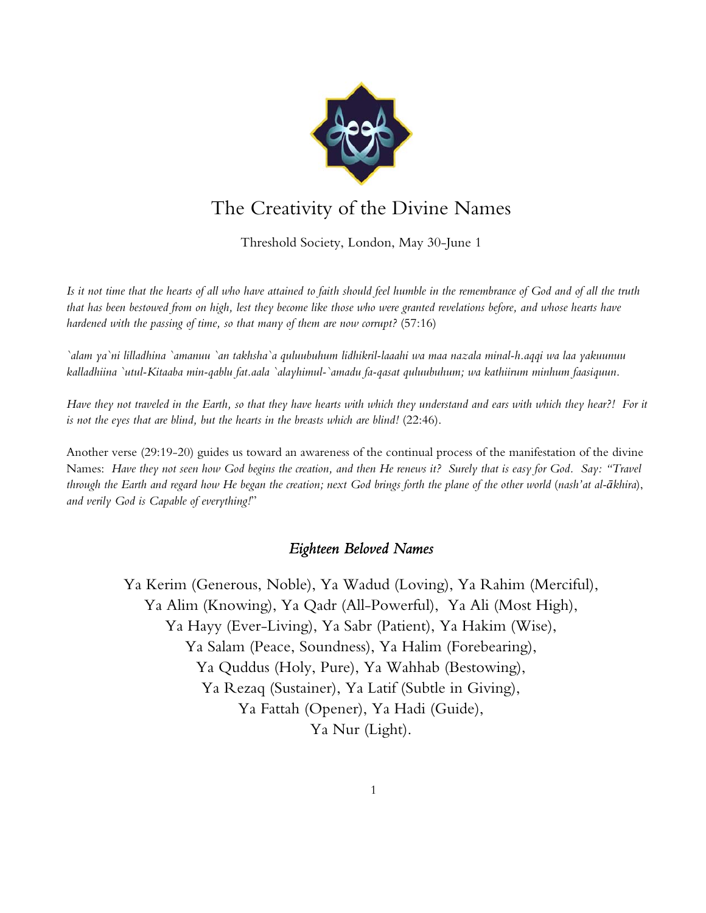# The Creativity of the Divine Names

Threshold Society, London, May 30-June 1

*Is it not time that the hearts of all who have attained to faith should feel humble in the remembrance of God and of all the truth that has been bestowed from on high, lest they become like those who were granted revelations before, and whose hearts have hardened with the passing of time, so that many of them are now corrupt?* (57:16)

*`alam ya`ni lilladhina `amanuu `an takhsha`a quluubuhum lidhikril-laaahi wa maa nazala minal-h.aqqi wa laa yakuunuu kalladhiina `utul-Kitaaba min-qablu fat.aala `alayhimul-`amadu fa-qasat quluubuhum; wa kathiirum minhum faasiquun.*

*Have they not traveled in the Earth, so that they have hearts with which they understand and ears with which they hear?! For it is not the eyes that are blind, but the hearts in the breasts which are blind!* (22:46).

Another verse (29:19-20) guides us toward an awareness of the continual process of the manifestation of the divine Names: *Have they not seen how God begins the creation, and then He renews it? Surely that is easy for God. Say: "Travel through the Earth and regard how He began the creation; next God brings forth the plane of the other world* (*nash'at al-ākhira*), *and verily God is Capable of everything!*"

## *Eighteen Beloved Names*

Ya Kerim (Generous, Noble), Ya Wadud (Loving), Ya Rahim (Merciful),
Ya Alim (Knowing), Ya Qadr (All-Powerful), Ya Ali (Most High),
Ya Hayy (Ever-Living), Ya Sabr (Patient), Ya Hakim (Wise),
Ya Salam (Peace, Soundness), Ya Halim (Forebearing),
Ya Quddus (Holy, Pure), Ya Wahhab (Bestowing),
Ya Rezaq (Sustainer), Ya Latif (Subtle in Giving),
Ya Fattah (Opener), Ya Hadi (Guide),
Ya Nur (Light).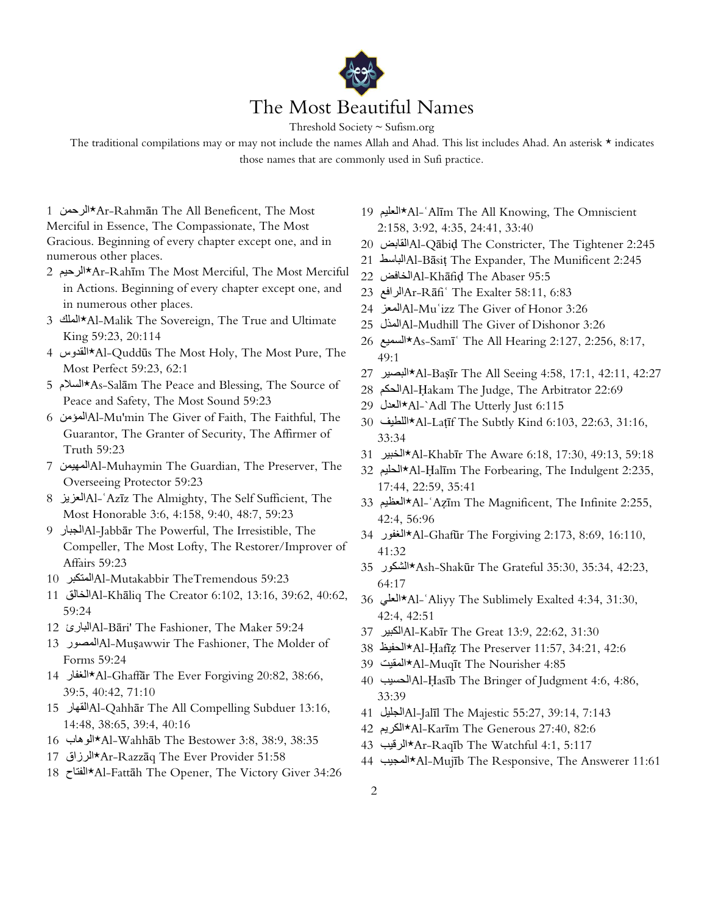# The Most Beautiful Names

Threshold Society ~ Sufism.org

The traditional compilations may or may not include the names Allah and Ahad. This list includes Ahad. An asterisk ⋆ indicates those names that are commonly used in Sufi practice.

1. الرحمن⋆Ar-Rahmān The All Beneficent, The Most Merciful in Essence, The Compassionate, The Most Gracious. Beginning of every chapter except one, and in numerous other places.
2. الرحيم⋆Ar-Rahīm The Most Merciful, The Most Merciful in Actions. Beginning of every chapter except one, and in numerous other places.
3. الملك⋆Al-Malik The Sovereign, The True and Ultimate King 59:23, 20:114
4. القدوس⋆Al-Quddūs The Most Holy, The Most Pure, The Most Perfect 59:23, 62:1
5. السلام⋆As-Salām The Peace and Blessing, The Source of Peace and Safety, The Most Sound 59:23
6. المؤمنAl-Mu'min The Giver of Faith, The Faithful, The Guarantor, The Granter of Security, The Affirmer of Truth 59:23
7. المهيمنAl-Muhaymin The Guardian, The Preserver, The Overseeing Protector 59:23
8. العزيزAl-ʿAzīz The Almighty, The Self Sufficient, The Most Honorable 3:6, 4:158, 9:40, 48:7, 59:23
9. الجبارAl-Jabbār The Powerful, The Irresistible, The Compeller, The Most Lofty, The Restorer/Improver of Affairs 59:23
10. المتكبرAl-Mutakabbir TheTremendous 59:23
11. الخالقAl-Khāliq The Creator 6:102, 13:16, 39:62, 40:62, 59:24
12. البارئAl-Bāri' The Fashioner, The Maker 59:24
13. المصورAl-Muṣawwir The Fashioner, The Molder of Forms 59:24
14. الغفار⋆Al-Ghaffār The Ever Forgiving 20:82, 38:66, 39:5, 40:42, 71:10
15. القهارAl-Qahhār The All Compelling Subduer 13:16, 14:48, 38:65, 39:4, 40:16
16. الوهاب⋆Al-Wahhāb The Bestower 3:8, 38:9, 38:35
17. الرزاق⋆Ar-Razzāq The Ever Provider 51:58
18. الفتاح⋆Al-Fattāh The Opener, The Victory Giver 34:26
19. العليم⋆Al-ʿAlīm The All Knowing, The Omniscient 2:158, 3:92, 4:35, 24:41, 33:40
20. القابضAl-Qābiḍ The Constricter, The Tightener 2:245
21. الباسطAl-Bāsiṭ The Expander, The Munificent 2:245
22. الخافضAl-Khāfiḍ The Abaser 95:5
23. الرافعAr-Rāfiʿ The Exalter 58:11, 6:83
24. المعزAl-Muʿizz The Giver of Honor 3:26
25. المذلAl-Mudhill The Giver of Dishonor 3:26
26. السميع⋆As-Samīʿ The All Hearing 2:127, 2:256, 8:17, 49:1
27. البصير⋆Al-Baṣīr The All Seeing 4:58, 17:1, 42:11, 42:27
28. الحكمAl-Ḥakam The Judge, The Arbitrator 22:69
29. العدل⋆Al-`Adl The Utterly Just 6:115
30. اللطيف⋆Al-Laṭīf The Subtly Kind 6:103, 22:63, 31:16, 33:34
31. الخبير⋆Al-Khabīr The Aware 6:18, 17:30, 49:13, 59:18
32. الحليم⋆Al-Ḥalīm The Forbearing, The Indulgent 2:235, 17:44, 22:59, 35:41
33. العظيم⋆Al-ʿAẓīm The Magnificent, The Infinite 2:255, 42:4, 56:96
34. الغفور⋆Al-Ghafūr The Forgiving 2:173, 8:69, 16:110, 41:32
35. الشكور⋆Ash-Shakūr The Grateful 35:30, 35:34, 42:23, 64:17
36. العلي⋆Al-ʿAliyy The Sublimely Exalted 4:34, 31:30, 42:4, 42:51
37. الكبيرAl-Kabīr The Great 13:9, 22:62, 31:30
38. الحفيظ⋆Al-Ḥafīẓ The Preserver 11:57, 34:21, 42:6
39. المقيت⋆Al-Muqīt The Nourisher 4:85
40. الحسيبAl-Ḥasīb The Bringer of Judgment 4:6, 4:86, 33:39
41. الجليلAl-Jalīl The Majestic 55:27, 39:14, 7:143
42. الكريم⋆Al-Karīm The Generous 27:40, 82:6
43. الرقيب⋆Ar-Raqīb The Watchful 4:1, 5:117
44. المجيب⋆Al-Mujīb The Responsive, The Answerer 11:61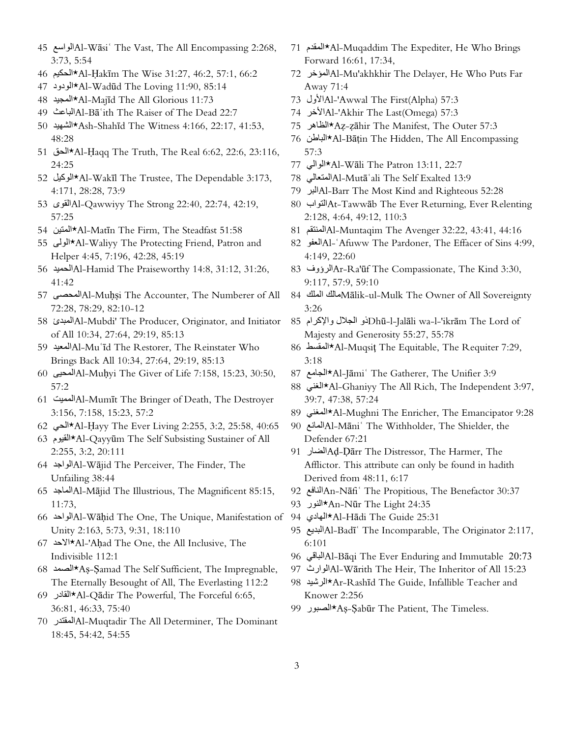45 الواسعAl-Wāsiʿ The Vast, The All Encompassing 2:268, 3:73, 5:54

46 الحكيم★Al-Ḥakīm The Wise 31:27, 46:2, 57:1, 66:2

47 الودود★Al-Wadūd The Loving 11:90, 85:14

48 المجيد★Al-Majīd The All Glorious 11:73

49 الباعثAl-Bāʿith The Raiser of The Dead 22:7

50 الشهيد★Ash-Shahīd The Witness 4:166, 22:17, 41:53, 48:28

51 الحق★Al-Ḥaqq The Truth, The Real 6:62, 22:6, 23:116, 24:25

52 الوكيل★Al-Wakīl The Trustee, The Dependable 3:173, 4:171, 28:28, 73:9

53 القوىAl-Qawwiyy The Strong 22:40, 22:74, 42:19, 57:25

54 المتين★Al-Matīn The Firm, The Steadfast 51:58

55 الولى★Al-Waliyy The Protecting Friend, Patron and Helper 4:45, 7:196, 42:28, 45:19

56 الحميدAl-Hamid The Praiseworthy 14:8, 31:12, 31:26, 41:42

57 المحصىAl-Muḥṣi The Accounter, The Numberer of All 72:28, 78:29, 82:10-12

58 المبدئAl-Mubdi' The Producer, Originator, and Initiator of All 10:34, 27:64, 29:19, 85:13

59 المعيدAl-Muʿīd The Restorer, The Reinstater Who Brings Back All 10:34, 27:64, 29:19, 85:13

60 المحيىAl-Muḥyi The Giver of Life 7:158, 15:23, 30:50, 57:2

61 المميتAl-Mumīt The Bringer of Death, The Destroyer 3:156, 7:158, 15:23, 57:2

62 الحي★Al-Ḥayy The Ever Living 2:255, 3:2, 25:58, 40:65

63 القيوم★Al-Qayyūm The Self Subsisting Sustainer of All 2:255, 3:2, 20:111

64 الواجدAl-Wājid The Perceiver, The Finder, The Unfailing 38:44

65 الماجدAl-Mājid The Illustrious, The Magnificent 85:15, 11:73,

66 الواحدAl-Wāḥid The One, The Unique, Manifestation of Unity 2:163, 5:73, 9:31, 18:110

67 الاحد★Al-'Aḥad The One, the All Inclusive, The Indivisible 112:1

68 الصمد★Aṣ-Ṣamad The Self Sufficient, The Impregnable, The Eternally Besought of All, The Everlasting 112:2

69 القادر★Al-Qādir The Powerful, The Forceful 6:65, 36:81, 46:33, 75:40

70 المقتدرAl-Muqtadir The All Determiner, The Dominant 18:45, 54:42, 54:55

71 المقدم★Al-Muqaddim The Expediter, He Who Brings Forward 16:61, 17:34,

72 المؤخرAl-Mu'akhkhir The Delayer, He Who Puts Far Away 71:4

73 الأولAl-'Awwal The First(Alpha) 57:3

74 الأخرAl-'Akhir The Last(Omega) 57:3

75 الظاهر★Aẓ-ẓāhir The Manifest, The Outer 57:3

76 الباطن★Al-Bāṭin The Hidden, The All Encompassing 57:3

77 الوالي★Al-Wāli The Patron 13:11, 22:7

78 المتعاليAl-Mutāʿali The Self Exalted 13:9

79 البرAl-Barr The Most Kind and Righteous 52:28

80 التوابAt-Tawwāb The Ever Returning, Ever Relenting 2:128, 4:64, 49:12, 110:3

81 المنتقمAl-Muntaqim The Avenger 32:22, 43:41, 44:16

82 العفوAl-ʿAfuww The Pardoner, The Effacer of Sins 4:99, 4:149, 22:60

83 الرؤوفAr-Ra'ūf The Compassionate, The Kind 3:30, 9:117, 57:9, 59:10

84 مالك الملكMālik-ul-Mulk The Owner of All Sovereignty 3:26

85 ذو الجلال والإكرامDhū-l-Jalāli wa-l-'ikrām The Lord of Majesty and Generosity 55:27, 55:78

86 المقسط★Al-Muqsiţ The Equitable, The Requiter 7:29, 3:18

87 الجامع★Al-Jāmiʿ The Gatherer, The Unifier 3:9

88 الغني★Al-Ghaniyy The All Rich, The Independent 3:97, 39:7, 47:38, 57:24

89 المغني★Al-Mughni The Enricher, The Emancipator 9:28

90 المانعAl-Māniʿ The Withholder, The Shielder, the Defender 67:21

91 الضارAḍ-Ḍārr The Distressor, The Harmer, The Afflictor. This attribute can only be found in hadith Derived from 48:11, 6:17

92 النافعAn-Nāfiʿ The Propitious, The Benefactor 30:37

93 النور★An-Nūr The Light 24:35

94 الهادي★Al-Hādi The Guide 25:31

95 البديعAl-Badīʿ The Incomparable, The Originator 2:117, 6:101

96 الباقيAl-Bāqi The Ever Enduring and Immutable 20:73

97 الوارثAl-Wārith The Heir, The Inheritor of All 15:23

98 الرشيد★Ar-Rashīd The Guide, Infallible Teacher and Knower 2:256

99 الصبور★Aṣ-Ṣabūr The Patient, The Timeless.